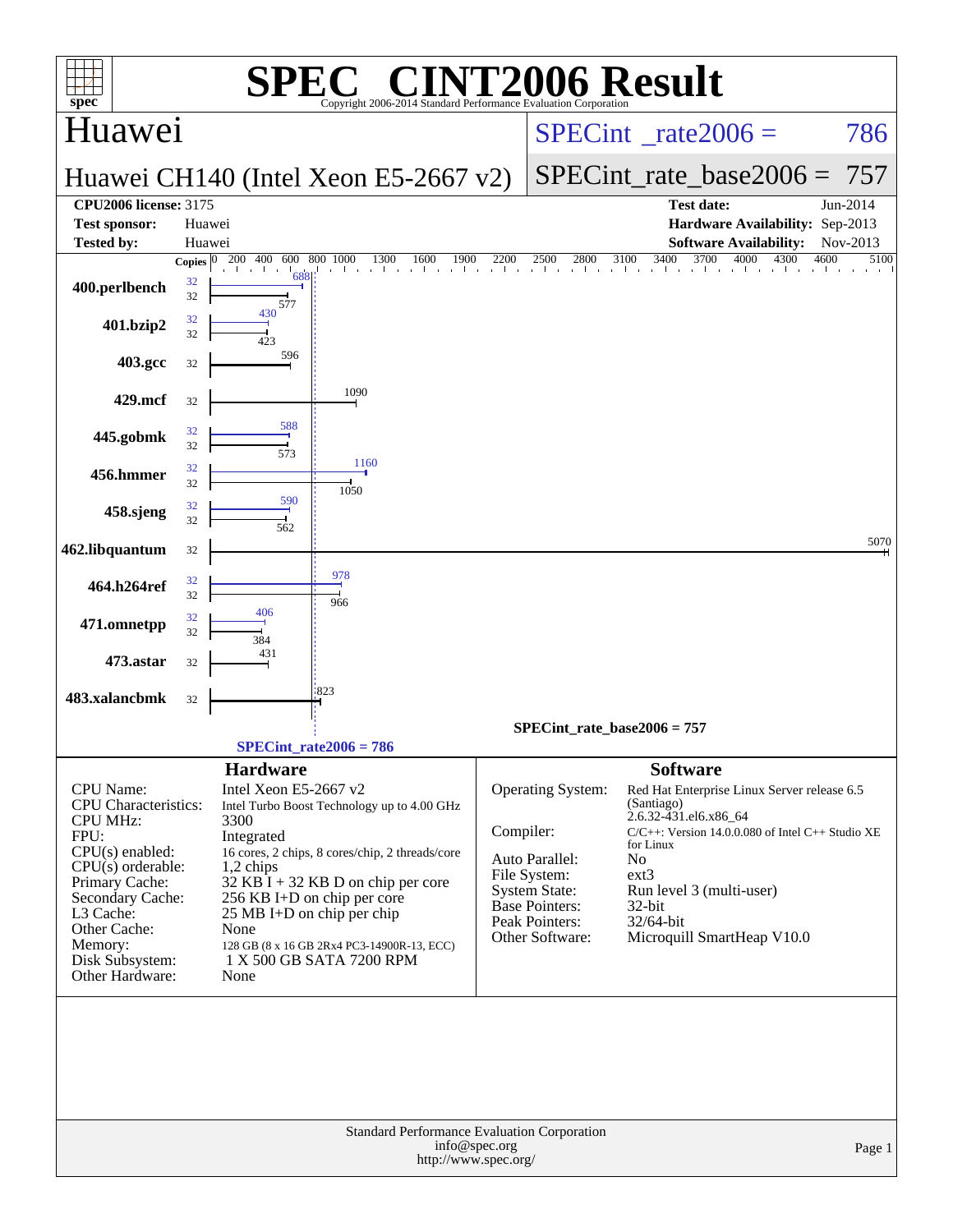# SPEC® CINT2006 Result

Copyright 2006-2014 Standard Performance Evaluation Corporation

## Huawei

**Huawei CH140 (Intel Xeon E5-2667 v2)**

SPECint_rate2006 = 786

SPECint_rate_base2006 = 757

| | | | |
|---|---|---|---|
| **CPU2006 license:** 3175 | | **Test date:** | Jun-2014 |
| **Test sponsor:** | Huawei | **Hardware Availability:** | Sep-2013 |
| **Tested by:** | Huawei | **Software Availability:** | Nov-2013 |

| Benchmark | Copies (peak) | Peak | Copies (base) | Base |
|---|---|---|---|---|
| 400.perlbench | 32 | 688 | 32 | 577 |
| 401.bzip2 | 32 | 430 | 32 | 423 |
| 403.gcc | | | 32 | 596 |
| 429.mcf | | | 32 | 1090 |
| 445.gobmk | 32 | 588 | 32 | 573 |
| 456.hmmer | 32 | 1160 | 32 | 1050 |
| 458.sjeng | 32 | 590 | 32 | 562 |
| 462.libquantum | | | 32 | 5070 |
| 464.h264ref | 32 | 978 | 32 | 966 |
| 471.omnetpp | 32 | 406 | 32 | 384 |
| 473.astar | | | 32 | 431 |
| 483.xalancbmk | | | 32 | 823 |

SPECint_rate_base2006 = 757

SPECint_rate2006 = 786

### Hardware

| | |
|---|---|
| CPU Name: | Intel Xeon E5-2667 v2 |
| CPU Characteristics: | Intel Turbo Boost Technology up to 4.00 GHz |
| CPU MHz: | 3300 |
| FPU: | Integrated |
| CPU(s) enabled: | 16 cores, 2 chips, 8 cores/chip, 2 threads/core |
| CPU(s) orderable: | 1,2 chips |
| Primary Cache: | 32 KB I + 32 KB D on chip per core |
| Secondary Cache: | 256 KB I+D on chip per core |
| L3 Cache: | 25 MB I+D on chip per chip |
| Other Cache: | None |
| Memory: | 128 GB (8 x 16 GB 2Rx4 PC3-14900R-13, ECC) |
| Disk Subsystem: | 1 X 500 GB SATA 7200 RPM |
| Other Hardware: | None |

### Software

| | |
|---|---|
| Operating System: | Red Hat Enterprise Linux Server release 6.5 (Santiago) 2.6.32-431.el6.x86_64 |
| Compiler: | C/C++: Version 14.0.0.080 of Intel C++ Studio XE for Linux |
| Auto Parallel: | No |
| File System: | ext3 |
| System State: | Run level 3 (multi-user) |
| Base Pointers: | 32-bit |
| Peak Pointers: | 32/64-bit |
| Other Software: | Microquill SmartHeap V10.0 |

Standard Performance Evaluation Corporation
info@spec.org
http://www.spec.org/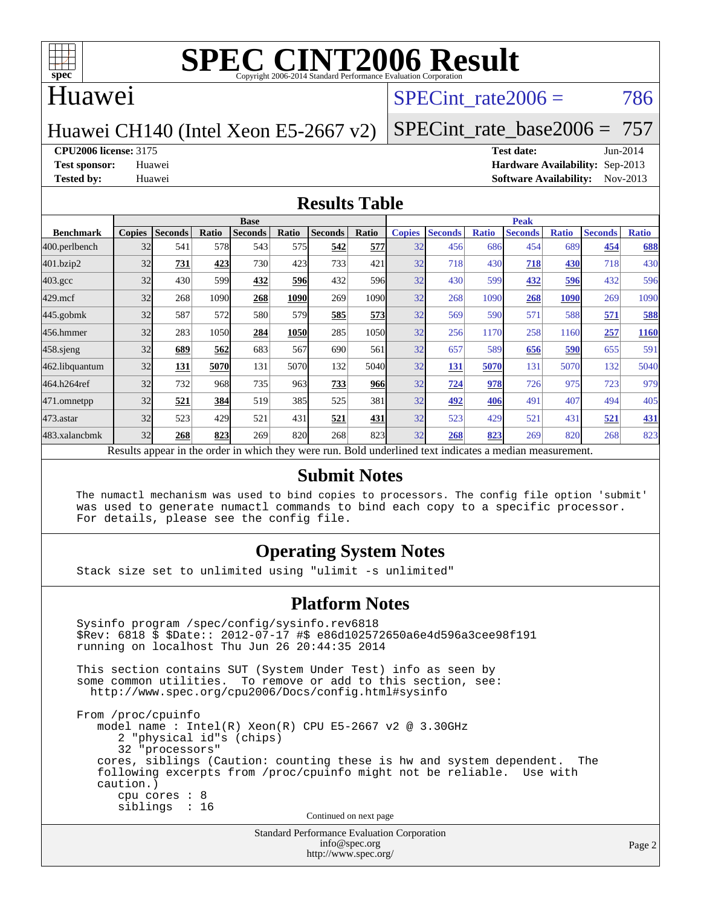# SPEC CINT2006 Result

Copyright 2006-2014 Standard Performance Evaluation Corporation

## Huawei

Huawei CH140 (Intel Xeon E5-2667 v2)

SPECint_rate2006 = 786

SPECint_rate_base2006 = 757

**CPU2006 license:** 3175
**Test sponsor:** Huawei
**Tested by:** Huawei

**Test date:** Jun-2014
**Hardware Availability:** Sep-2013
**Software Availability:** Nov-2013

## Results Table

| Benchmark | Base | | | | | | | Peak | | | | | | |
|---|---|---|---|---|---|---|---|---|---|---|---|---|---|---|
| | Copies | Seconds | Ratio | Seconds | Ratio | Seconds | Ratio | Copies | Seconds | Ratio | Seconds | Ratio | Seconds | Ratio |
| 400.perlbench | 32 | 541 | 578 | 543 | 575 | **542** | **577** | 32 | 456 | 686 | 454 | 689 | **454** | **688** |
| 401.bzip2 | 32 | **731** | **423** | 730 | 423 | 733 | 421 | 32 | 718 | 430 | **718** | **430** | 718 | 430 |
| 403.gcc | 32 | 430 | 599 | **432** | **596** | 432 | 596 | 32 | 430 | 599 | **432** | **596** | 432 | 596 |
| 429.mcf | 32 | 268 | 1090 | **268** | **1090** | 269 | 1090 | 32 | 268 | 1090 | **268** | **1090** | 269 | 1090 |
| 445.gobmk | 32 | 587 | 572 | 580 | 579 | **585** | **573** | 32 | 569 | 590 | 571 | 588 | **571** | **588** |
| 456.hmmer | 32 | 283 | 1050 | **284** | **1050** | 285 | 1050 | 32 | 256 | 1170 | 258 | 1160 | **257** | **1160** |
| 458.sjeng | 32 | **689** | **562** | 683 | 567 | 690 | 561 | 32 | 657 | 589 | **656** | **590** | 655 | 591 |
| 462.libquantum | 32 | **131** | **5070** | 131 | 5070 | 132 | 5040 | 32 | **131** | **5070** | 131 | 5070 | 132 | 5040 |
| 464.h264ref | 32 | 732 | 968 | 735 | 963 | **733** | **966** | 32 | **724** | **978** | 726 | 975 | 723 | 979 |
| 471.omnetpp | 32 | **521** | **384** | 519 | 385 | 525 | 381 | 32 | **492** | **406** | 491 | 407 | 494 | 405 |
| 473.astar | 32 | 523 | 429 | 521 | 431 | **521** | **431** | 32 | 523 | 429 | 521 | 431 | **521** | **431** |
| 483.xalancbmk | 32 | **268** | **823** | 269 | 820 | 268 | 823 | 32 | **268** | **823** | 269 | 820 | 268 | 823 |

Results appear in the order in which they were run. Bold underlined text indicates a median measurement.

## Submit Notes

```
The numactl mechanism was used to bind copies to processors. The config file option 'submit'
was used to generate numactl commands to bind each copy to a specific processor.
For details, please see the config file.
```

## Operating System Notes

```
Stack size set to unlimited using "ulimit -s unlimited"
```

## Platform Notes

```
Sysinfo program /spec/config/sysinfo.rev6818
$Rev: 6818 $ $Date:: 2012-07-17 #$ e86d102572650a6e4d596a3cee98f191
running on localhost Thu Jun 26 20:44:35 2014

This section contains SUT (System Under Test) info as seen by
some common utilities.  To remove or add to this section, see:
  http://www.spec.org/cpu2006/Docs/config.html#sysinfo

From /proc/cpuinfo
   model name : Intel(R) Xeon(R) CPU E5-2667 v2 @ 3.30GHz
      2 "physical id"s (chips)
      32 "processors"
   cores, siblings (Caution: counting these is hw and system dependent.  The
   following excerpts from /proc/cpuinfo might not be reliable.  Use with
   caution.)
      cpu cores : 8
      siblings  : 16
```

Continued on next page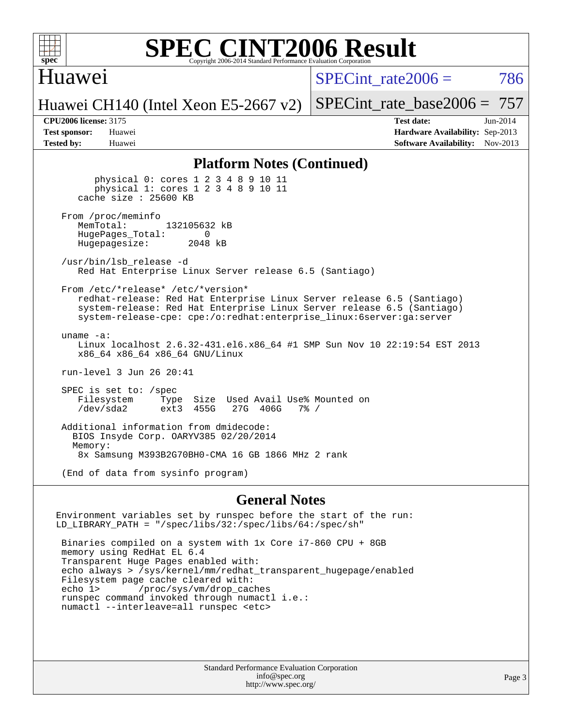# SPEC CINT2006 Result

## Huawei

Huawei CH140 (Intel Xeon E5-2667 v2)

SPECint_rate2006 = 786

SPECint_rate_base2006 = 757

**CPU2006 license:** 3175
**Test sponsor:** Huawei
**Tested by:** Huawei

**Test date:** Jun-2014
**Hardware Availability:** Sep-2013
**Software Availability:** Nov-2013

## Platform Notes (Continued)

```
        physical 0: cores 1 2 3 4 8 9 10 11
        physical 1: cores 1 2 3 4 8 9 10 11
     cache size : 25600 KB

  From /proc/meminfo
     MemTotal:       132105632 kB
     HugePages_Total:       0
     Hugepagesize:       2048 kB

  /usr/bin/lsb_release -d
     Red Hat Enterprise Linux Server release 6.5 (Santiago)

  From /etc/*release* /etc/*version*
     redhat-release: Red Hat Enterprise Linux Server release 6.5 (Santiago)
     system-release: Red Hat Enterprise Linux Server release 6.5 (Santiago)
     system-release-cpe: cpe:/o:redhat:enterprise_linux:6server:ga:server

  uname -a:
     Linux localhost 2.6.32-431.el6.x86_64 #1 SMP Sun Nov 10 22:19:54 EST 2013
     x86_64 x86_64 x86_64 GNU/Linux

  run-level 3 Jun 26 20:41

  SPEC is set to: /spec
     Filesystem     Type  Size  Used Avail Use% Mounted on
     /dev/sda2      ext3  455G   27G  406G   7% /

  Additional information from dmidecode:
    BIOS Insyde Corp. OARYV385 02/20/2014
    Memory:
     8x Samsung M393B2G70BH0-CMA 16 GB 1866 MHz 2 rank

  (End of data from sysinfo program)
```

## General Notes

```
Environment variables set by runspec before the start of the run:
LD_LIBRARY_PATH = "/spec/libs/32:/spec/libs/64:/spec/sh"

 Binaries compiled on a system with 1x Core i7-860 CPU + 8GB
 memory using RedHat EL 6.4
 Transparent Huge Pages enabled with:
 echo always > /sys/kernel/mm/redhat_transparent_hugepage/enabled
 Filesystem page cache cleared with:
 echo 1>       /proc/sys/vm/drop_caches
 runspec command invoked through numactl i.e.:
 numactl --interleave=all runspec <etc>
```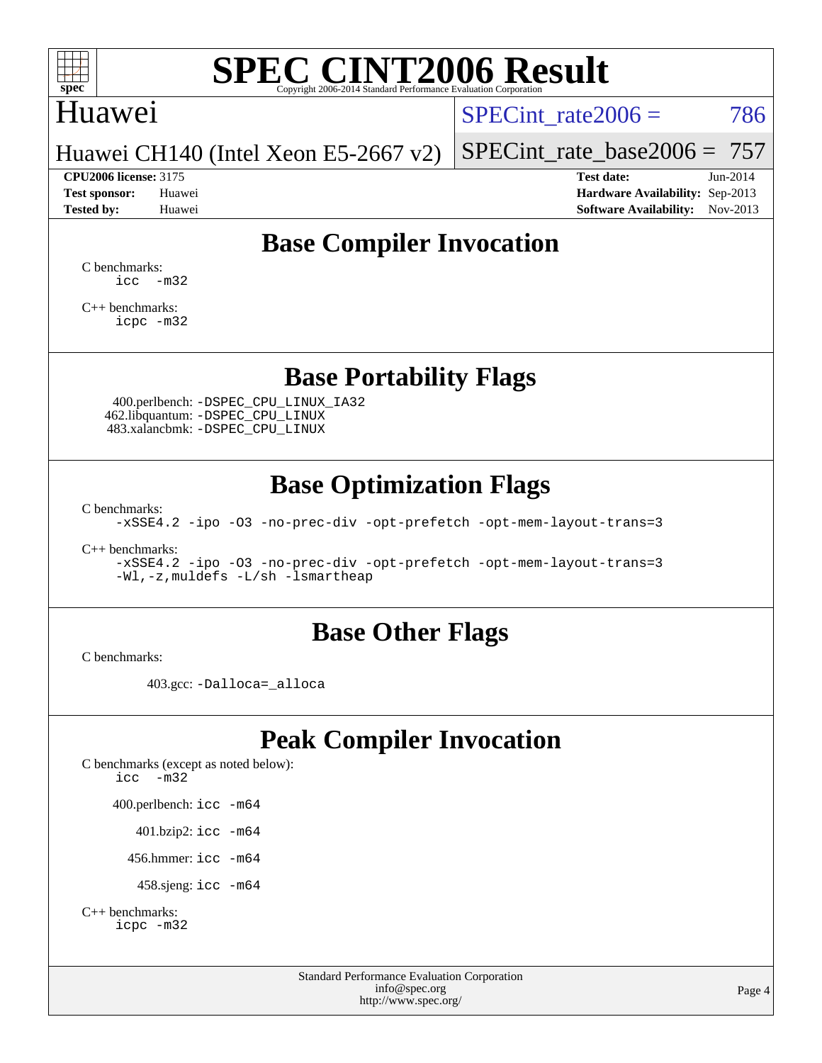# SPEC CINT2006 Result

Copyright 2006-2014 Standard Performance Evaluation Corporation

Huawei

Huawei CH140 (Intel Xeon E5-2667 v2)

SPECint_rate2006 = 786

SPECint_rate_base2006 = 757

**CPU2006 license:** 3175
**Test sponsor:** Huawei
**Tested by:** Huawei

**Test date:** Jun-2014
**Hardware Availability:** Sep-2013
**Software Availability:** Nov-2013

## Base Compiler Invocation

C benchmarks:
```
icc  -m32
```

C++ benchmarks:
```
icpc -m32
```

## Base Portability Flags

400.perlbench: `-DSPEC_CPU_LINUX_IA32`
462.libquantum: `-DSPEC_CPU_LINUX`
483.xalancbmk: `-DSPEC_CPU_LINUX`

## Base Optimization Flags

C benchmarks:
```
-xSSE4.2 -ipo -O3 -no-prec-div -opt-prefetch -opt-mem-layout-trans=3
```

C++ benchmarks:
```
-xSSE4.2 -ipo -O3 -no-prec-div -opt-prefetch -opt-mem-layout-trans=3
-Wl,-z,muldefs -L/sh -lsmartheap
```

## Base Other Flags

C benchmarks:

403.gcc: `-Dalloca=_alloca`

## Peak Compiler Invocation

C benchmarks (except as noted below):
```
icc  -m32
```

400.perlbench: `icc -m64`

401.bzip2: `icc -m64`

456.hmmer: `icc -m64`

458.sjeng: `icc -m64`

C++ benchmarks:
```
icpc -m32
```

Standard Performance Evaluation Corporation
info@spec.org
http://www.spec.org/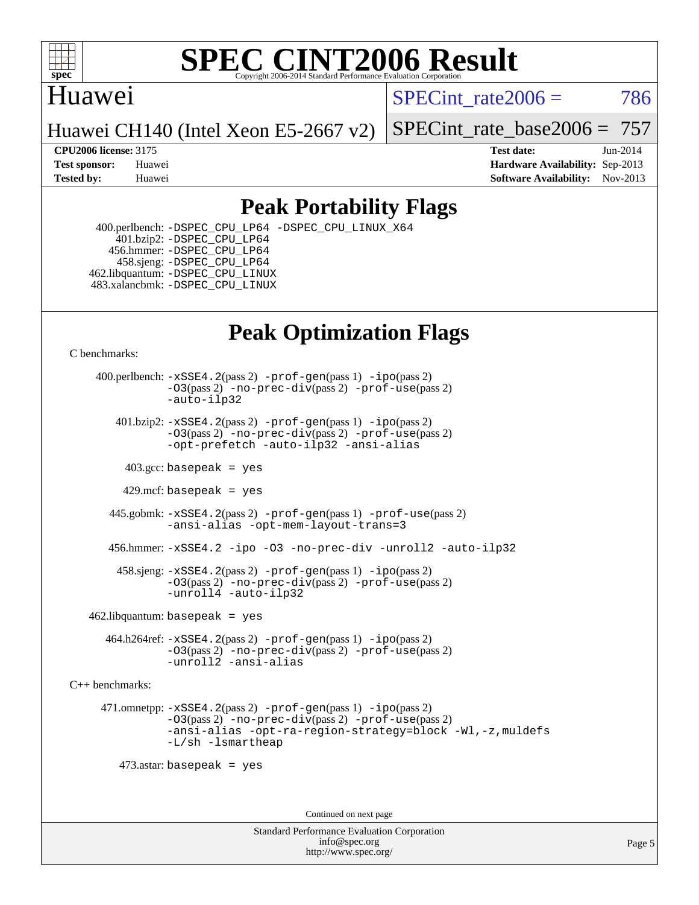# SPEC CINT2006 Result

Copyright 2006-2014 Standard Performance Evaluation Corporation

**Huawei**

**Huawei CH140 (Intel Xeon E5-2667 v2)**

SPECint_rate2006 = 786

SPECint_rate_base2006 = 757

| | | | |
|---|---|---|---|
| **CPU2006 license:** 3175 | | **Test date:** | Jun-2014 |
| **Test sponsor:** | Huawei | **Hardware Availability:** | Sep-2013 |
| **Tested by:** | Huawei | **Software Availability:** | Nov-2013 |

## Peak Portability Flags

400.perlbench: `-DSPEC_CPU_LP64 -DSPEC_CPU_LINUX_X64`
401.bzip2: `-DSPEC_CPU_LP64`
456.hmmer: `-DSPEC_CPU_LP64`
458.sjeng: `-DSPEC_CPU_LP64`
462.libquantum: `-DSPEC_CPU_LINUX`
483.xalancbmk: `-DSPEC_CPU_LINUX`

## Peak Optimization Flags

C benchmarks:

400.perlbench: `-xSSE4.2`(pass 2) `-prof-gen`(pass 1) `-ipo`(pass 2) `-O3`(pass 2) `-no-prec-div`(pass 2) `-prof-use`(pass 2) `-auto-ilp32`

401.bzip2: `-xSSE4.2`(pass 2) `-prof-gen`(pass 1) `-ipo`(pass 2) `-O3`(pass 2) `-no-prec-div`(pass 2) `-prof-use`(pass 2) `-opt-prefetch -auto-ilp32 -ansi-alias`

403.gcc: `basepeak = yes`

429.mcf: `basepeak = yes`

445.gobmk: `-xSSE4.2`(pass 2) `-prof-gen`(pass 1) `-prof-use`(pass 2) `-ansi-alias -opt-mem-layout-trans=3`

456.hmmer: `-xSSE4.2 -ipo -O3 -no-prec-div -unroll2 -auto-ilp32`

458.sjeng: `-xSSE4.2`(pass 2) `-prof-gen`(pass 1) `-ipo`(pass 2) `-O3`(pass 2) `-no-prec-div`(pass 2) `-prof-use`(pass 2) `-unroll4 -auto-ilp32`

462.libquantum: `basepeak = yes`

464.h264ref: `-xSSE4.2`(pass 2) `-prof-gen`(pass 1) `-ipo`(pass 2) `-O3`(pass 2) `-no-prec-div`(pass 2) `-prof-use`(pass 2) `-unroll2 -ansi-alias`

C++ benchmarks:

471.omnetpp: `-xSSE4.2`(pass 2) `-prof-gen`(pass 1) `-ipo`(pass 2) `-O3`(pass 2) `-no-prec-div`(pass 2) `-prof-use`(pass 2) `-ansi-alias -opt-ra-region-strategy=block -Wl,-z,muldefs -L/sh -lsmartheap`

473.astar: `basepeak = yes`

Continued on next page

Standard Performance Evaluation Corporation
info@spec.org
http://www.spec.org/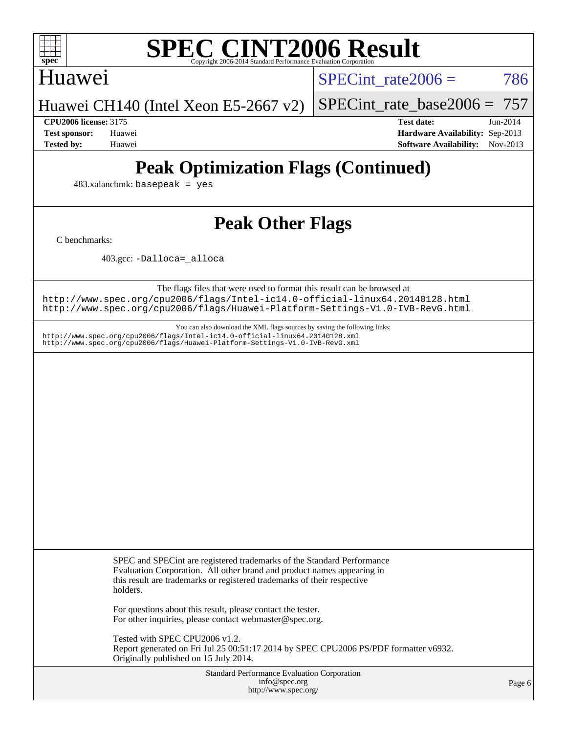## Peak Optimization Flags (Continued)

483.xalancbmk: basepeak = yes

## Peak Other Flags

C benchmarks:

403.gcc: -Dalloca=_alloca

The flags files that were used to format this result can be browsed at
http://www.spec.org/cpu2006/flags/Intel-ic14.0-official-linux64.20140128.html
http://www.spec.org/cpu2006/flags/Huawei-Platform-Settings-V1.0-IVB-RevG.html

You can also download the XML flags sources by saving the following links:
http://www.spec.org/cpu2006/flags/Intel-ic14.0-official-linux64.20140128.xml
http://www.spec.org/cpu2006/flags/Huawei-Platform-Settings-V1.0-IVB-RevG.xml

SPEC and SPECint are registered trademarks of the Standard Performance Evaluation Corporation. All other brand and product names appearing in this result are trademarks or registered trademarks of their respective holders.

For questions about this result, please contact the tester.
For other inquiries, please contact webmaster@spec.org.

Tested with SPEC CPU2006 v1.2.
Report generated on Fri Jul 25 00:51:17 2014 by SPEC CPU2006 PS/PDF formatter v6932.
Originally published on 15 July 2014.